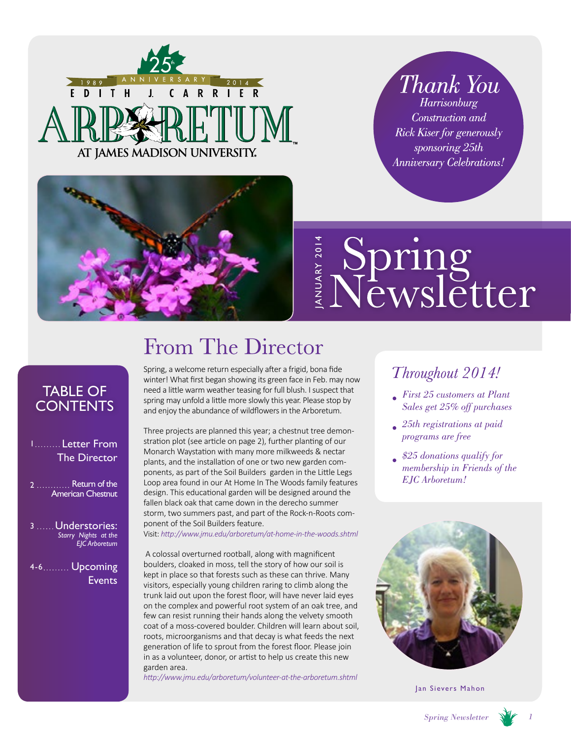# Edith J. Carrier Arboretum at James Madison University

25th Anniversary 1989 – 2014

*Thank You Harrisonburg Construction and Rick Kiser for generously sponsoring 25th Anniversary Celebrations!*

JANUARY 2014

# Spring Newsletter

## Table of Contents

1 ......... Letter From The Director

2 ............ Return of the American Chestnut

3 ...... Understories: *Starry Nights at the EJC Arboretum*

4-6......... Upcoming Events

## From The Director

Spring, a welcome return especially after a frigid, bona fide winter! What first began showing its green face in Feb. may now need a little warm weather teasing for full blush. I suspect that spring may unfold a little more slowly this year. Please stop by and enjoy the abundance of wildflowers in the Arboretum.

Three projects are planned this year; a chestnut tree demonstration plot (see article on page 2), further planting of our Monarch Waystation with many more milkweeds & nectar plants, and the installation of one or two new garden components, as part of the Soil Builders garden in the Little Legs Loop area found in our At Home In The Woods family features design. This educational garden will be designed around the fallen black oak that came down in the derecho summer storm, two summers past, and part of the Rock-n-Roots component of the Soil Builders feature.

Visit: *http://www.jmu.edu/arboretum/at-home-in-the-woods.shtml*

A colossal overturned rootball, along with magnificent boulders, cloaked in moss, tell the story of how our soil is kept in place so that forests such as these can thrive. Many visitors, especially young children raring to climb along the trunk laid out upon the forest floor, will have never laid eyes on the complex and powerful root system of an oak tree, and few can resist running their hands along the velvety smooth coat of a moss-covered boulder. Children will learn about soil, roots, microorganisms and that decay is what feeds the next generation of life to sprout from the forest floor. Please join in as a volunteer, donor, or artist to help us create this new garden area.

*http://www.jmu.edu/arboretum/volunteer-at-the-arboretum.shtml*

Jan Sievers Mahon

## *Throughout 2014!*

- *First 25 customers at Plant Sales get 25% off purchases*
- *25th registrations at paid programs are free*
- *$25 donations qualify for membership in Friends of the EJC Arboretum!*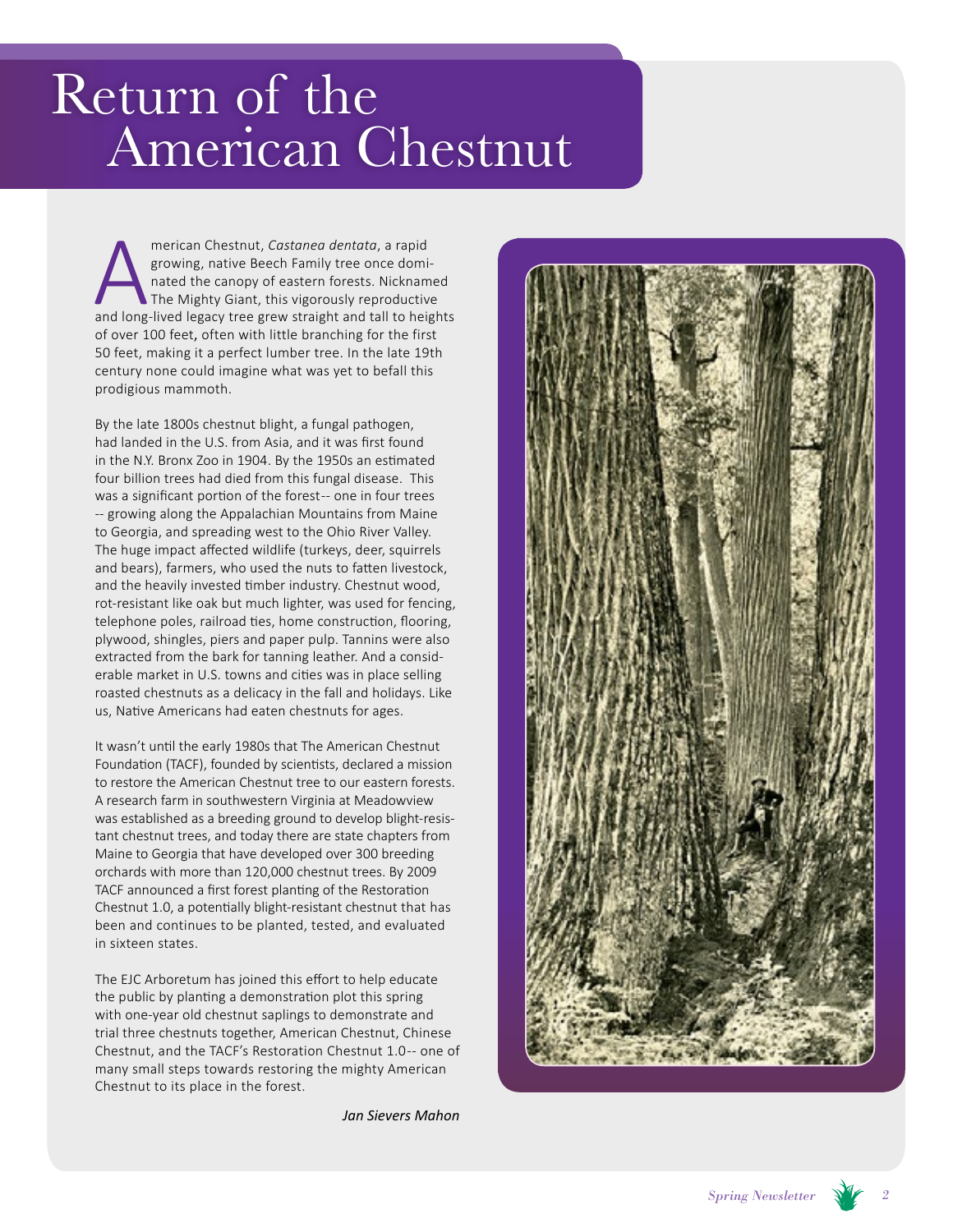# Return of the American Chestnut

American Chestnut, *Castanea dentata*, a rapid growing, native Beech Family tree once dominated the canopy of eastern forests. Nicknamed The Mighty Giant, this vigorously reproductive and long-lived legacy tree grew straight and tall to heights of over 100 feet, often with little branching for the first 50 feet, making it a perfect lumber tree. In the late 19th century none could imagine what was yet to befall this prodigious mammoth.

By the late 1800s chestnut blight, a fungal pathogen, had landed in the U.S. from Asia, and it was first found in the N.Y. Bronx Zoo in 1904. By the 1950s an estimated four billion trees had died from this fungal disease. This was a significant portion of the forest-- one in four trees -- growing along the Appalachian Mountains from Maine to Georgia, and spreading west to the Ohio River Valley. The huge impact affected wildlife (turkeys, deer, squirrels and bears), farmers, who used the nuts to fatten livestock, and the heavily invested timber industry. Chestnut wood, rot-resistant like oak but much lighter, was used for fencing, telephone poles, railroad ties, home construction, flooring, plywood, shingles, piers and paper pulp. Tannins were also extracted from the bark for tanning leather. And a considerable market in U.S. towns and cities was in place selling roasted chestnuts as a delicacy in the fall and holidays. Like us, Native Americans had eaten chestnuts for ages.

It wasn't until the early 1980s that The American Chestnut Foundation (TACF), founded by scientists, declared a mission to restore the American Chestnut tree to our eastern forests. A research farm in southwestern Virginia at Meadowview was established as a breeding ground to develop blight-resistant chestnut trees, and today there are state chapters from Maine to Georgia that have developed over 300 breeding orchards with more than 120,000 chestnut trees. By 2009 TACF announced a first forest planting of the Restoration Chestnut 1.0, a potentially blight-resistant chestnut that has been and continues to be planted, tested, and evaluated in sixteen states.

The EJC Arboretum has joined this effort to help educate the public by planting a demonstration plot this spring with one-year old chestnut saplings to demonstrate and trial three chestnuts together, American Chestnut, Chinese Chestnut, and the TACF's Restoration Chestnut 1.0-- one of many small steps towards restoring the mighty American Chestnut to its place in the forest.

***Jan Sievers Mahon***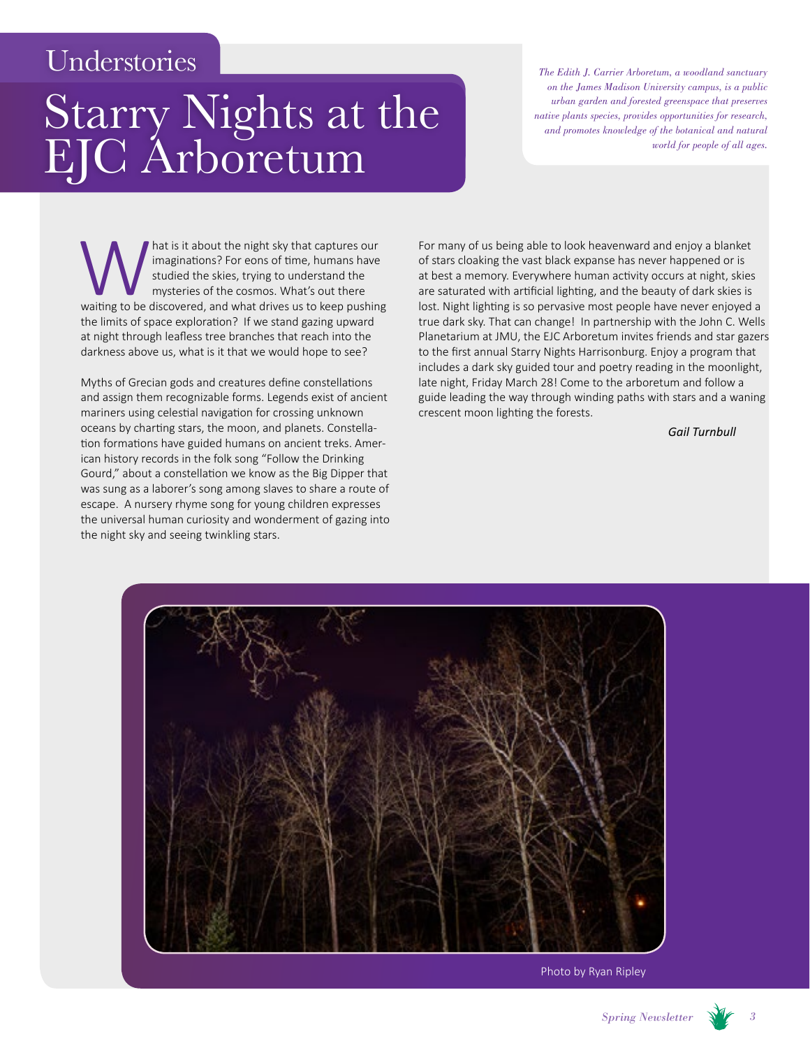Understories

# Starry Nights at the EJC Arboretum

*The Edith J. Carrier Arboretum, a woodland sanctuary on the James Madison University campus, is a public urban garden and forested greenspace that preserves native plants species, provides opportunities for research, and promotes knowledge of the botanical and natural world for people of all ages.*

What is it about the night sky that captures our imaginations? For eons of time, humans have studied the skies, trying to understand the mysteries of the cosmos. What's out there waiting to be discovered, and what drives us to keep pushing the limits of space exploration? If we stand gazing upward at night through leafless tree branches that reach into the darkness above us, what is it that we would hope to see?

Myths of Grecian gods and creatures define constellations and assign them recognizable forms. Legends exist of ancient mariners using celestial navigation for crossing unknown oceans by charting stars, the moon, and planets. Constellation formations have guided humans on ancient treks. American history records in the folk song "Follow the Drinking Gourd," about a constellation we know as the Big Dipper that was sung as a laborer's song among slaves to share a route of escape. A nursery rhyme song for young children expresses the universal human curiosity and wonderment of gazing into the night sky and seeing twinkling stars.

For many of us being able to look heavenward and enjoy a blanket of stars cloaking the vast black expanse has never happened or is at best a memory. Everywhere human activity occurs at night, skies are saturated with artificial lighting, and the beauty of dark skies is lost. Night lighting is so pervasive most people have never enjoyed a true dark sky. That can change! In partnership with the John C. Wells Planetarium at JMU, the EJC Arboretum invites friends and star gazers to the first annual Starry Nights Harrisonburg. Enjoy a program that includes a dark sky guided tour and poetry reading in the moonlight, late night, Friday March 28! Come to the arboretum and follow a guide leading the way through winding paths with stars and a waning crescent moon lighting the forests.

*Gail Turnbull*

Photo by Ryan Ripley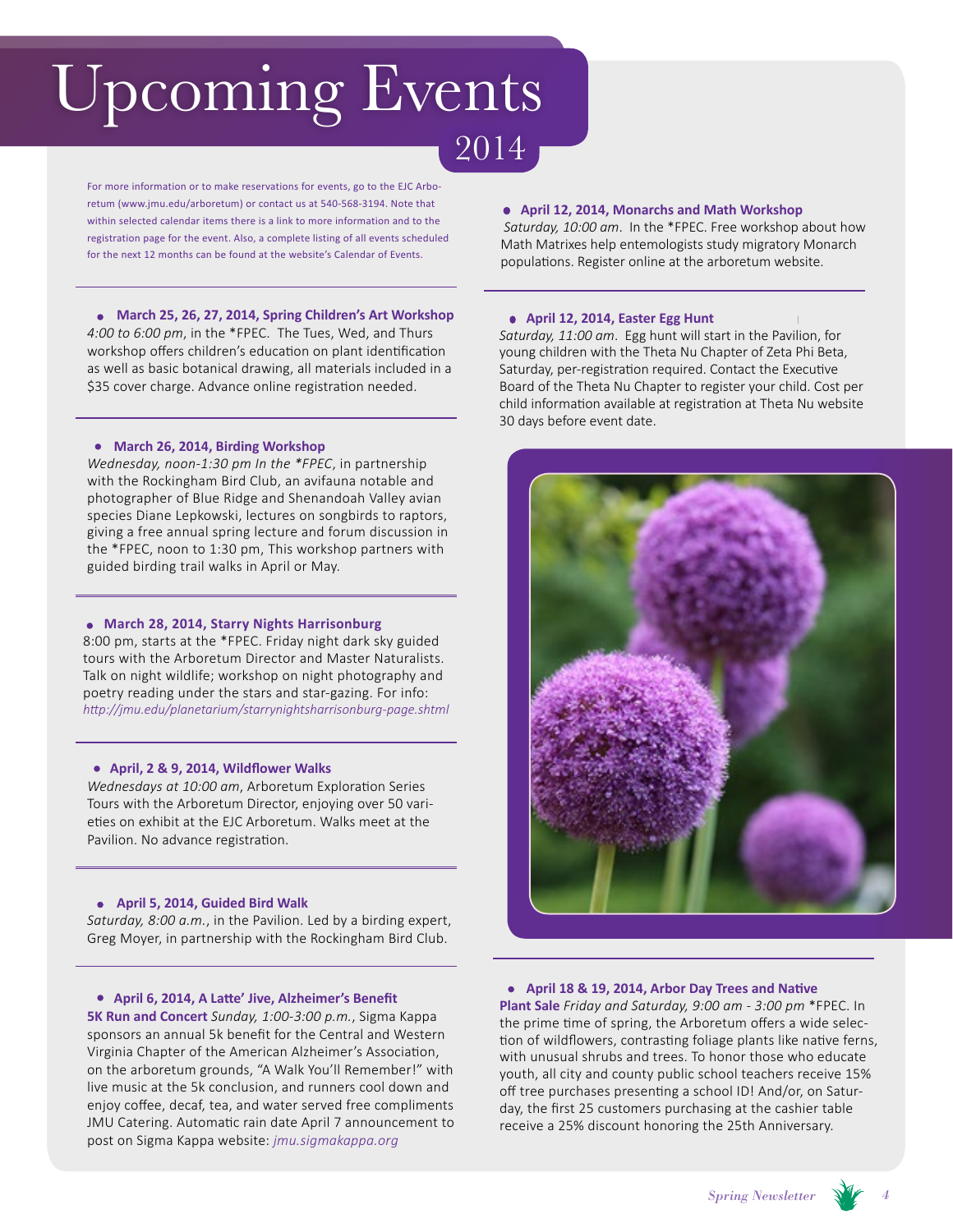# Upcoming Events

## 2014

For more information or to make reservations for events, go to the EJC Arboretum (www.jmu.edu/arboretum) or contact us at 540-568-3194. Note that within selected calendar items there is a link to more information and to the registration page for the event. Also, a complete listing of all events scheduled for the next 12 months can be found at the website's Calendar of Events.

- **March 25, 26, 27, 2014, Spring Children's Art Workshop**
*4:00 to 6:00 pm*, in the *FPEC. The Tues, Wed, and Thurs workshop offers children's education on plant identification as well as basic botanical drawing, all materials included in a $35 cover charge. Advance online registration needed.

- **March 26, 2014, Birding Workshop**
*Wednesday, noon-1:30 pm In the *FPEC*, in partnership with the Rockingham Bird Club, an avifauna notable and photographer of Blue Ridge and Shenandoah Valley avian species Diane Lepkowski, lectures on songbirds to raptors, giving a free annual spring lecture and forum discussion in the *FPEC, noon to 1:30 pm, This workshop partners with guided birding trail walks in April or May.

- **March 28, 2014, Starry Nights Harrisonburg**
8:00 pm, starts at the *FPEC. Friday night dark sky guided tours with the Arboretum Director and Master Naturalists. Talk on night wildlife; workshop on night photography and poetry reading under the stars and star-gazing. For info: *http://jmu.edu/planetarium/starrynightsharrisonburg-page.shtml*

- **April, 2 & 9, 2014, Wildflower Walks**
*Wednesdays at 10:00 am*, Arboretum Exploration Series Tours with the Arboretum Director, enjoying over 50 varieties on exhibit at the EJC Arboretum. Walks meet at the Pavilion. No advance registration.

- **April 5, 2014, Guided Bird Walk**
*Saturday, 8:00 a.m.*, in the Pavilion. Led by a birding expert, Greg Moyer, in partnership with the Rockingham Bird Club.

- **April 6, 2014, A Latte' Jive, Alzheimer's Benefit 5K Run and Concert** *Sunday, 1:00-3:00 p.m.*, Sigma Kappa sponsors an annual 5k benefit for the Central and Western Virginia Chapter of the American Alzheimer's Association, on the arboretum grounds, "A Walk You'll Remember!" with live music at the 5k conclusion, and runners cool down and enjoy coffee, decaf, tea, and water served free compliments JMU Catering. Automatic rain date April 7 announcement to post on Sigma Kappa website: *jmu.sigmakappa.org*

- **April 12, 2014, Monarchs and Math Workshop**
*Saturday, 10:00 am*. In the *FPEC. Free workshop about how Math Matrixes help entemologists study migratory Monarch populations. Register online at the arboretum website.

- **April 12, 2014, Easter Egg Hunt**
*Saturday, 11:00 am*. Egg hunt will start in the Pavilion, for young children with the Theta Nu Chapter of Zeta Phi Beta, Saturday, per-registration required. Contact the Executive Board of the Theta Nu Chapter to register your child. Cost per child information available at registration at Theta Nu website 30 days before event date.

- **April 18 & 19, 2014, Arbor Day Trees and Native Plant Sale** *Friday and Saturday, 9:00 am - 3:00 pm* *FPEC. In the prime time of spring, the Arboretum offers a wide selection of wildflowers, contrasting foliage plants like native ferns, with unusual shrubs and trees. To honor those who educate youth, all city and county public school teachers receive 15% off tree purchases presenting a school ID! And/or, on Saturday, the first 25 customers purchasing at the cashier table receive a 25% discount honoring the 25th Anniversary.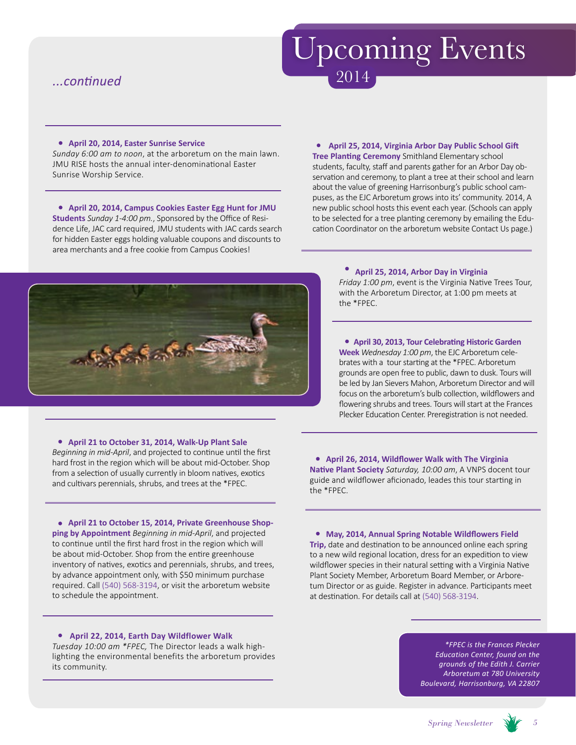# Upcoming Events

2014

*...continued*

- **April 20, 2014, Easter Sunrise Service** *Sunday 6:00 am to noon*, at the arboretum on the main lawn. JMU RISE hosts the annual inter-denominational Easter Sunrise Worship Service.

- **April 20, 2014, Campus Cookies Easter Egg Hunt for JMU Students** *Sunday 1-4:00 pm.*, Sponsored by the Office of Residence Life, JAC card required, JMU students with JAC cards search for hidden Easter eggs holding valuable coupons and discounts to area merchants and a free cookie from Campus Cookies!

- **April 21 to October 31, 2014, Walk-Up Plant Sale** *Beginning in mid-April*, and projected to continue until the first hard frost in the region which will be about mid-October. Shop from a selection of usually currently in bloom natives, exotics and cultivars perennials, shrubs, and trees at the *FPEC.

- **April 21 to October 15, 2014, Private Greenhouse Shopping by Appointment** *Beginning in mid-April*, and projected to continue until the first hard frost in the region which will be about mid-October. Shop from the entire greenhouse inventory of natives, exotics and perennials, shrubs, and trees, by advance appointment only, with $50 minimum purchase required. Call (540) 568-3194, or visit the arboretum website to schedule the appointment.

- **April 22, 2014, Earth Day Wildflower Walk** *Tuesday 10:00 am *FPEC,* The Director leads a walk highlighting the environmental benefits the arboretum provides its community.

- **April 25, 2014, Virginia Arbor Day Public School Gift Tree Planting Ceremony** Smithland Elementary school students, faculty, staff and parents gather for an Arbor Day observation and ceremony, to plant a tree at their school and learn about the value of greening Harrisonburg's public school campuses, as the EJC Arboretum grows into its' community. 2014, A new public school hosts this event each year. (Schools can apply to be selected for a tree planting ceremony by emailing the Education Coordinator on the arboretum website Contact Us page.)

- **April 25, 2014, Arbor Day in Virginia** *Friday 1:00 pm*, event is the Virginia Native Trees Tour, with the Arboretum Director, at 1:00 pm meets at the *FPEC.

- **April 30, 2013, Tour Celebrating Historic Garden Week** *Wednesday 1:00 pm*, the EJC Arboretum celebrates with a tour starting at the *FPEC. Arboretum grounds are open free to public, dawn to dusk. Tours will be led by Jan Sievers Mahon, Arboretum Director and will focus on the arboretum's bulb collection, wildflowers and flowering shrubs and trees. Tours will start at the Frances Plecker Education Center. Preregistration is not needed.

- **April 26, 2014, Wildflower Walk with The Virginia Native Plant Society** *Saturday, 10:00 am*, A VNPS docent tour guide and wildflower aficionado, leades this tour starting in the *FPEC.

- **May, 2014, Annual Spring Notable Wildflowers Field Trip,** date and destination to be announced online each spring to a new wild regional location, dress for an expedition to view wildflower species in their natural setting with a Virginia Native Plant Society Member, Arboretum Board Member, or Arboretum Director or as guide. Register in advance. Participants meet at destination. For details call at (540) 568-3194.

*\*FPEC is the Frances Plecker Education Center, found on the grounds of the Edith J. Carrier Arboretum at 780 University Boulevard, Harrisonburg, VA 22807*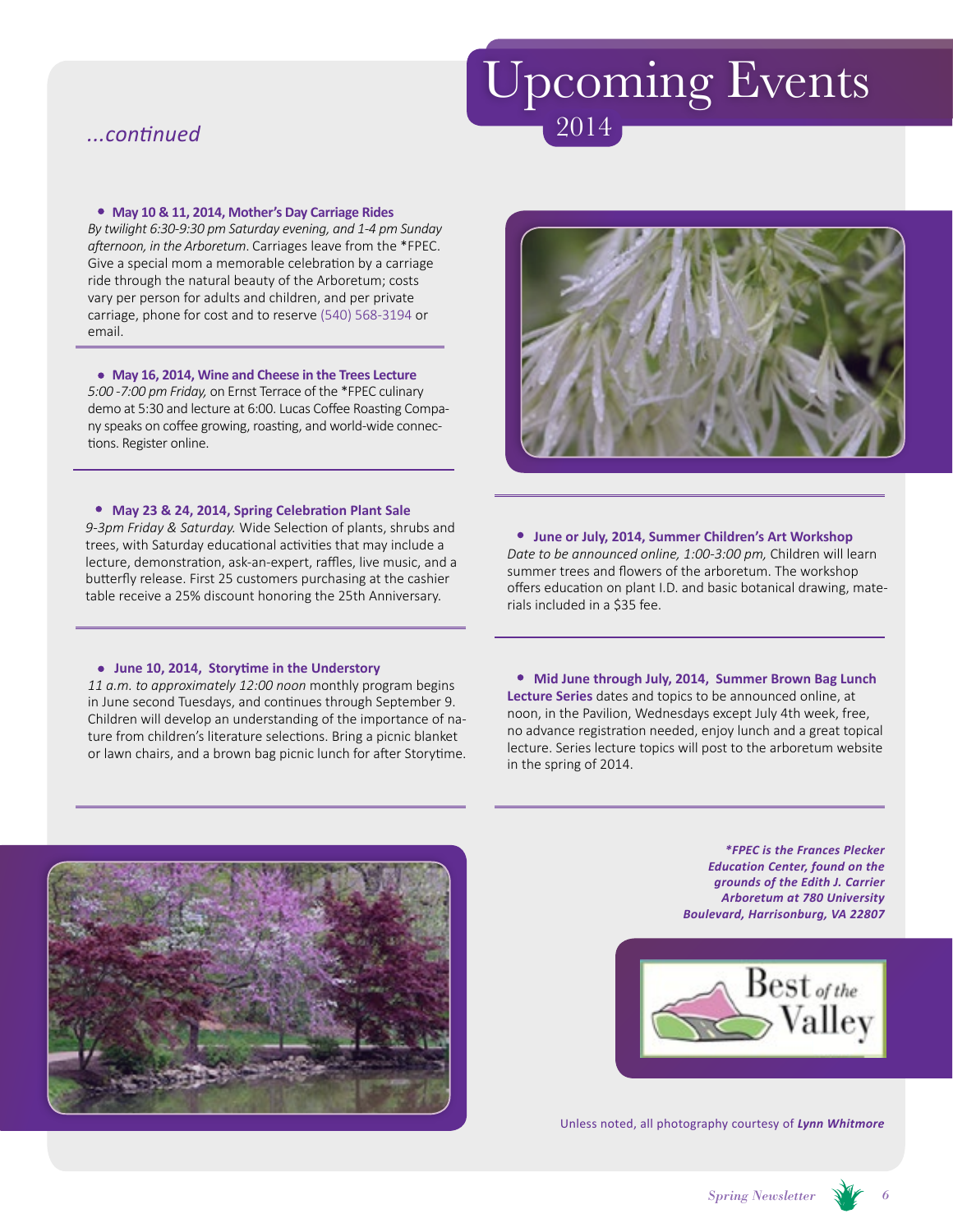# Upcoming Events

2014

*...continued*

- **May 10 & 11, 2014, Mother's Day Carriage Rides**
*By twilight 6:30-9:30 pm Saturday evening, and 1-4 pm Sunday afternoon, in the Arboretum*. Carriages leave from the *FPEC. Give a special mom a memorable celebration by a carriage ride through the natural beauty of the Arboretum; costs vary per person for adults and children, and per private carriage, phone for cost and to reserve (540) 568-3194 or email.

- **May 16, 2014, Wine and Cheese in the Trees Lecture**
*5:00 -7:00 pm Friday,* on Ernst Terrace of the *FPEC culinary demo at 5:30 and lecture at 6:00. Lucas Coffee Roasting Company speaks on coffee growing, roasting, and world-wide connections. Register online.

- **May 23 & 24, 2014, Spring Celebration Plant Sale**
*9-3pm Friday & Saturday.* Wide Selection of plants, shrubs and trees, with Saturday educational activities that may include a lecture, demonstration, ask-an-expert, raffles, live music, and a butterfly release. First 25 customers purchasing at the cashier table receive a 25% discount honoring the 25th Anniversary.

- **June 10, 2014, Storytime in the Understory**
*11 a.m. to approximately 12:00 noon* monthly program begins in June second Tuesdays, and continues through September 9. Children will develop an understanding of the importance of nature from children's literature selections. Bring a picnic blanket or lawn chairs, and a brown bag picnic lunch for after Storytime.

- **June or July, 2014, Summer Children's Art Workshop**
*Date to be announced online, 1:00-3:00 pm,* Children will learn summer trees and flowers of the arboretum. The workshop offers education on plant I.D. and basic botanical drawing, materials included in a $35 fee.

- **Mid June through July, 2014, Summer Brown Bag Lunch Lecture Series** dates and topics to be announced online, at noon, in the Pavilion, Wednesdays except July 4th week, free, no advance registration needed, enjoy lunch and a great topical lecture. Series lecture topics will post to the arboretum website in the spring of 2014.

***FPEC is the Frances Plecker Education Center, found on the grounds of the Edith J. Carrier Arboretum at 780 University Boulevard, Harrisonburg, VA 22807***

Best of the Valley

Unless noted, all photography courtesy of ***Lynn Whitmore***